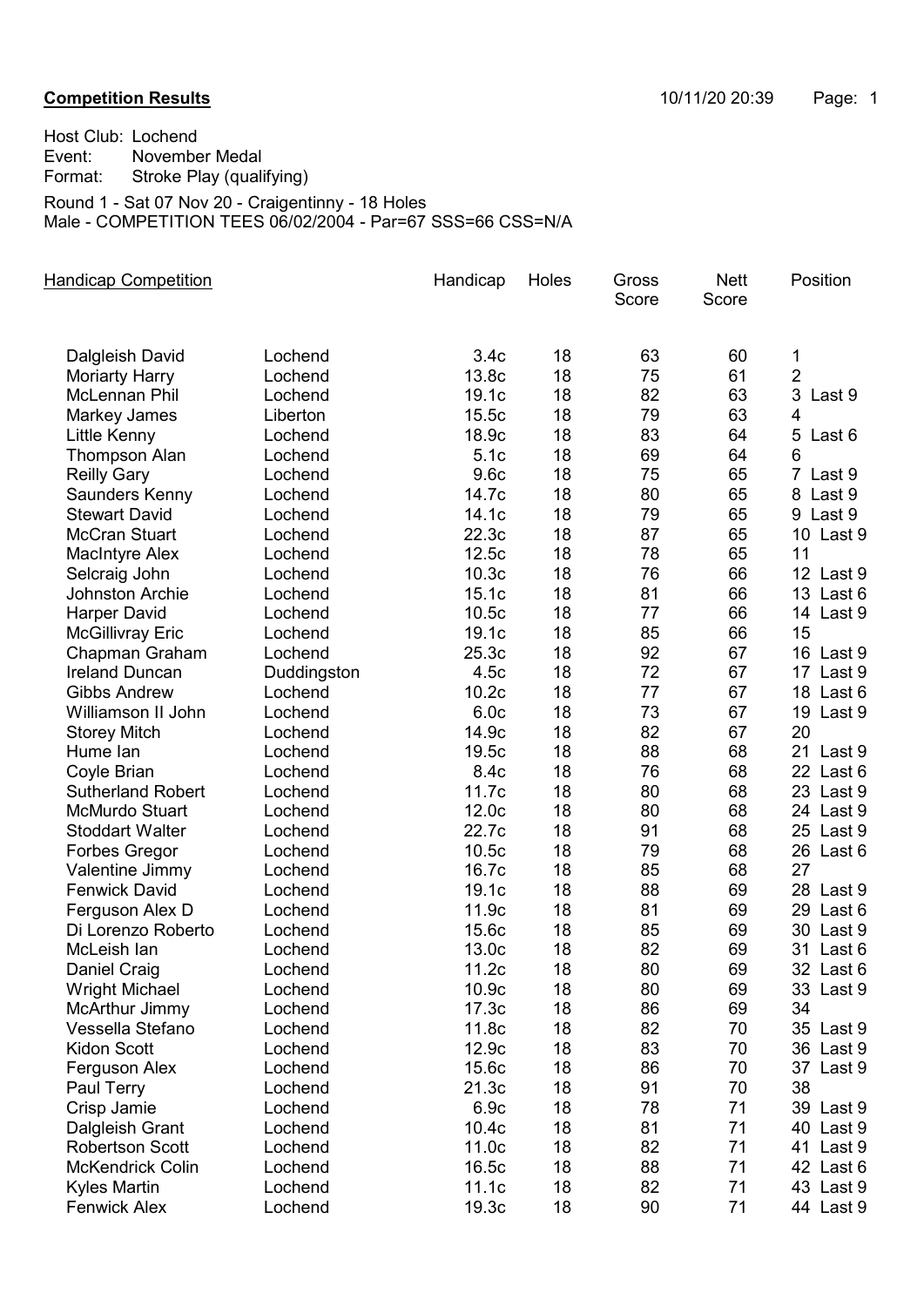**Competition Results**

10/11/20 20:39

Host Club: Lochend
Event: November Medal
Format: Stroke Play (qualifying)

Round 1 - Sat 07 Nov 20 - Craigentinny - 18 Holes
Male - COMPETITION TEES 06/02/2004 - Par=67 SSS=66 CSS=N/A

| Handicap Competition | | Handicap | Holes | Gross Score | Nett Score | Position |
|---|---|---|---|---|---|---|
| Dalgleish David | Lochend | 3.4c | 18 | 63 | 60 | 1 |
| Moriarty Harry | Lochend | 13.8c | 18 | 75 | 61 | 2 |
| McLennan Phil | Lochend | 19.1c | 18 | 82 | 63 | 3 Last 9 |
| Markey James | Liberton | 15.5c | 18 | 79 | 63 | 4 |
| Little Kenny | Lochend | 18.9c | 18 | 83 | 64 | 5 Last 6 |
| Thompson Alan | Lochend | 5.1c | 18 | 69 | 64 | 6 |
| Reilly Gary | Lochend | 9.6c | 18 | 75 | 65 | 7 Last 9 |
| Saunders Kenny | Lochend | 14.7c | 18 | 80 | 65 | 8 Last 9 |
| Stewart David | Lochend | 14.1c | 18 | 79 | 65 | 9 Last 9 |
| McCran Stuart | Lochend | 22.3c | 18 | 87 | 65 | 10 Last 9 |
| MacIntyre Alex | Lochend | 12.5c | 18 | 78 | 65 | 11 |
| Selcraig John | Lochend | 10.3c | 18 | 76 | 66 | 12 Last 9 |
| Johnston Archie | Lochend | 15.1c | 18 | 81 | 66 | 13 Last 6 |
| Harper David | Lochend | 10.5c | 18 | 77 | 66 | 14 Last 9 |
| McGillivray Eric | Lochend | 19.1c | 18 | 85 | 66 | 15 |
| Chapman Graham | Lochend | 25.3c | 18 | 92 | 67 | 16 Last 9 |
| Ireland Duncan | Duddingston | 4.5c | 18 | 72 | 67 | 17 Last 9 |
| Gibbs Andrew | Lochend | 10.2c | 18 | 77 | 67 | 18 Last 6 |
| Williamson II John | Lochend | 6.0c | 18 | 73 | 67 | 19 Last 9 |
| Storey Mitch | Lochend | 14.9c | 18 | 82 | 67 | 20 |
| Hume Ian | Lochend | 19.5c | 18 | 88 | 68 | 21 Last 9 |
| Coyle Brian | Lochend | 8.4c | 18 | 76 | 68 | 22 Last 6 |
| Sutherland Robert | Lochend | 11.7c | 18 | 80 | 68 | 23 Last 9 |
| McMurdo Stuart | Lochend | 12.0c | 18 | 80 | 68 | 24 Last 9 |
| Stoddart Walter | Lochend | 22.7c | 18 | 91 | 68 | 25 Last 9 |
| Forbes Gregor | Lochend | 10.5c | 18 | 79 | 68 | 26 Last 6 |
| Valentine Jimmy | Lochend | 16.7c | 18 | 85 | 68 | 27 |
| Fenwick David | Lochend | 19.1c | 18 | 88 | 69 | 28 Last 9 |
| Ferguson Alex D | Lochend | 11.9c | 18 | 81 | 69 | 29 Last 6 |
| Di Lorenzo Roberto | Lochend | 15.6c | 18 | 85 | 69 | 30 Last 9 |
| McLeish Ian | Lochend | 13.0c | 18 | 82 | 69 | 31 Last 6 |
| Daniel Craig | Lochend | 11.2c | 18 | 80 | 69 | 32 Last 6 |
| Wright Michael | Lochend | 10.9c | 18 | 80 | 69 | 33 Last 9 |
| McArthur Jimmy | Lochend | 17.3c | 18 | 86 | 69 | 34 |
| Vessella Stefano | Lochend | 11.8c | 18 | 82 | 70 | 35 Last 9 |
| Kidon Scott | Lochend | 12.9c | 18 | 83 | 70 | 36 Last 9 |
| Ferguson Alex | Lochend | 15.6c | 18 | 86 | 70 | 37 Last 9 |
| Paul Terry | Lochend | 21.3c | 18 | 91 | 70 | 38 |
| Crisp Jamie | Lochend | 6.9c | 18 | 78 | 71 | 39 Last 9 |
| Dalgleish Grant | Lochend | 10.4c | 18 | 81 | 71 | 40 Last 9 |
| Robertson Scott | Lochend | 11.0c | 18 | 82 | 71 | 41 Last 9 |
| McKendrick Colin | Lochend | 16.5c | 18 | 88 | 71 | 42 Last 6 |
| Kyles Martin | Lochend | 11.1c | 18 | 82 | 71 | 43 Last 9 |
| Fenwick Alex | Lochend | 19.3c | 18 | 90 | 71 | 44 Last 9 |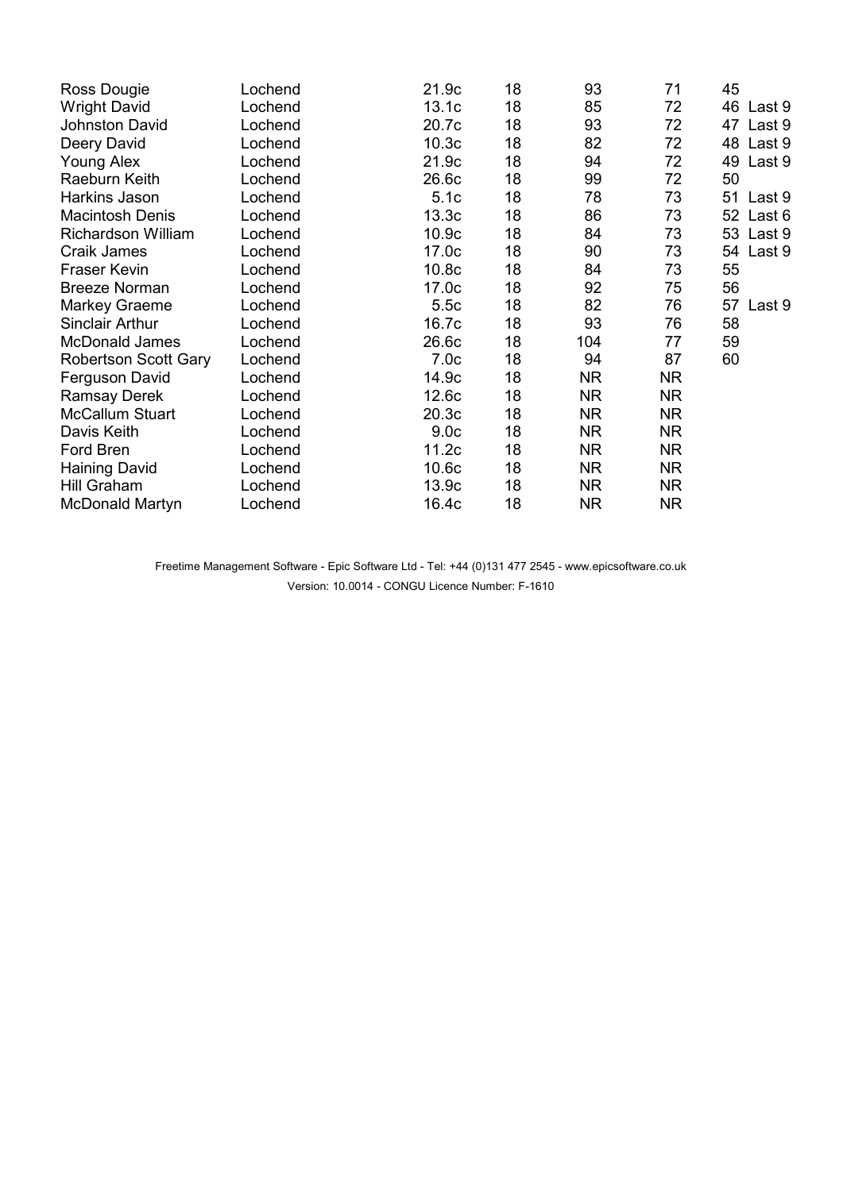| | | | | | | | |
|---|---|---|---|---|---|---|---|
| Ross Dougie | Lochend | 21.9c | 18 | 93 | 71 | 45 | |
| Wright David | Lochend | 13.1c | 18 | 85 | 72 | 46 | Last 9 |
| Johnston David | Lochend | 20.7c | 18 | 93 | 72 | 47 | Last 9 |
| Deery David | Lochend | 10.3c | 18 | 82 | 72 | 48 | Last 9 |
| Young Alex | Lochend | 21.9c | 18 | 94 | 72 | 49 | Last 9 |
| Raeburn Keith | Lochend | 26.6c | 18 | 99 | 72 | 50 | |
| Harkins Jason | Lochend | 5.1c | 18 | 78 | 73 | 51 | Last 9 |
| Macintosh Denis | Lochend | 13.3c | 18 | 86 | 73 | 52 | Last 6 |
| Richardson William | Lochend | 10.9c | 18 | 84 | 73 | 53 | Last 9 |
| Craik James | Lochend | 17.0c | 18 | 90 | 73 | 54 | Last 9 |
| Fraser Kevin | Lochend | 10.8c | 18 | 84 | 73 | 55 | |
| Breeze Norman | Lochend | 17.0c | 18 | 92 | 75 | 56 | |
| Markey Graeme | Lochend | 5.5c | 18 | 82 | 76 | 57 | Last 9 |
| Sinclair Arthur | Lochend | 16.7c | 18 | 93 | 76 | 58 | |
| McDonald James | Lochend | 26.6c | 18 | 104 | 77 | 59 | |
| Robertson Scott Gary | Lochend | 7.0c | 18 | 94 | 87 | 60 | |
| Ferguson David | Lochend | 14.9c | 18 | NR | NR | | |
| Ramsay Derek | Lochend | 12.6c | 18 | NR | NR | | |
| McCallum Stuart | Lochend | 20.3c | 18 | NR | NR | | |
| Davis Keith | Lochend | 9.0c | 18 | NR | NR | | |
| Ford Bren | Lochend | 11.2c | 18 | NR | NR | | |
| Haining David | Lochend | 10.6c | 18 | NR | NR | | |
| Hill Graham | Lochend | 13.9c | 18 | NR | NR | | |
| McDonald Martyn | Lochend | 16.4c | 18 | NR | NR | | |

Freetime Management Software - Epic Software Ltd - Tel: +44 (0)131 477 2545 - www.epicsoftware.co.uk

Version: 10.0014 - CONGU Licence Number: F-1610